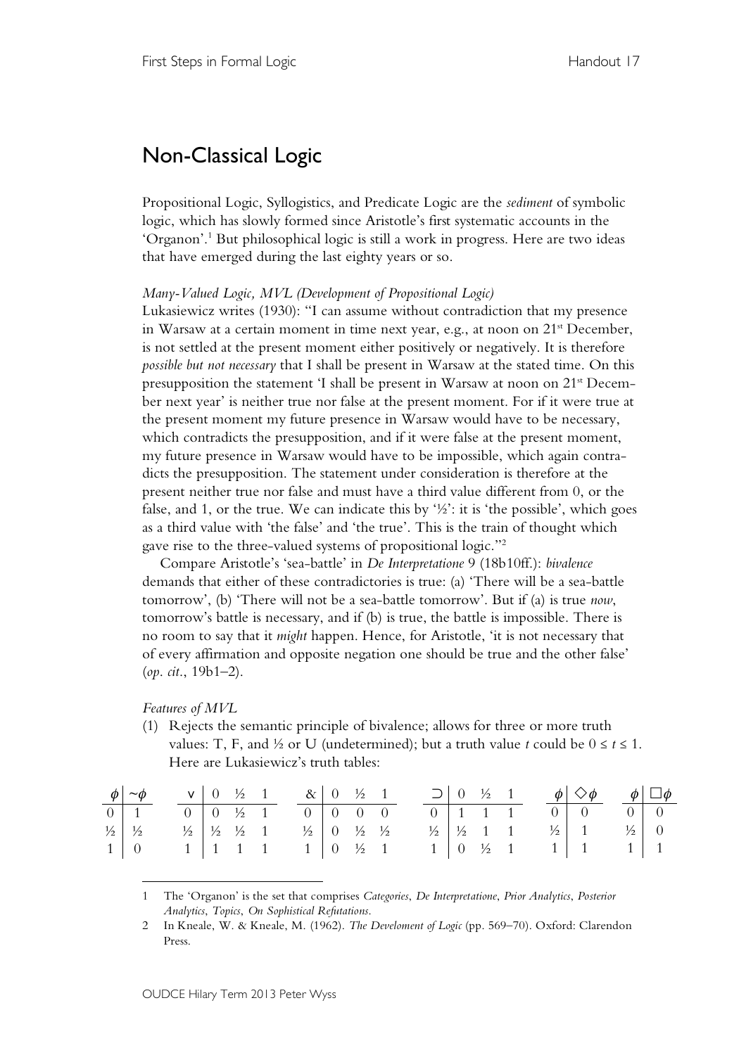# Non-Classical Logic

Propositional Logic, Syllogistics, and Predicate Logic are the *sediment* of symbolic logic, which has slowly formed since Aristotle's first systematic accounts in the 'Organon'.[1] But philosophical logic is still a work in progress. Here are two ideas that have emerged during the last eighty years or so.

*Many-Valued Logic, MVL (Development of Propositional Logic)*

Lukasiewicz writes (1930): "I can assume without contradiction that my presence in Warsaw at a certain moment in time next year, e.g., at noon on 21st December, is not settled at the present moment either positively or negatively. It is therefore *possible but not necessary* that I shall be present in Warsaw at the stated time. On this presupposition the statement 'I shall be present in Warsaw at noon on 21st December next year' is neither true nor false at the present moment. For if it were true at the present moment my future presence in Warsaw would have to be necessary, which contradicts the presupposition, and if it were false at the present moment, my future presence in Warsaw would have to be impossible, which again contradicts the presupposition. The statement under consideration is therefore at the present neither true nor false and must have a third value different from 0, or the false, and 1, or the true. We can indicate this by '½': it is 'the possible', which goes as a third value with 'the false' and 'the true'. This is the train of thought which gave rise to the three-valued systems of propositional logic."[2]

Compare Aristotle's 'sea-battle' in *De Interpretatione* 9 (18b10ff.): *bivalence* demands that either of these contradictories is true: (a) 'There will be a sea-battle tomorrow', (b) 'There will not be a sea-battle tomorrow'. But if (a) is true *now*, tomorrow's battle is necessary, and if (b) is true, the battle is impossible. There is no room to say that it *might* happen. Hence, for Aristotle, 'it is not necessary that of every affirmation and opposite negation one should be true and the other false' (*op. cit.*, 19b1–2).

*Features of MVL*

(1) Rejects the semantic principle of bivalence; allows for three or more truth values: T, F, and ½ or U (undetermined); but a truth value $t$ could be $0 \leq t \leq 1$. Here are Lukasiewicz's truth tables:

| $\phi$ | $\sim\phi$ |
|---|---|
| 0 | 1 |
| ½ | ½ |
| 1 | 0 |

| $\vee$ | 0 | ½ | 1 |
|---|---|---|---|
| 0 | 0 | ½ | 1 |
| ½ | ½ | ½ | 1 |
| 1 | 1 | 1 | 1 |

| & | 0 | ½ | 1 |
|---|---|---|---|
| 0 | 0 | 0 | 0 |
| ½ | 0 | ½ | ½ |
| 1 | 0 | ½ | 1 |

| $\supset$ | 0 | ½ | 1 |
|---|---|---|---|
| 0 | 1 | 1 | 1 |
| ½ | ½ | 1 | 1 |
| 1 | 0 | ½ | 1 |

| $\phi$ | $\Diamond\phi$ |
|---|---|
| 0 | 0 |
| ½ | 1 |
| 1 | 1 |

| $\phi$ | $\Box\phi$ |
|---|---|
| 0 | 0 |
| ½ | 0 |
| 1 | 1 |

---

1 The 'Organon' is the set that comprises *Categories*, *De Interpretatione*, *Prior Analytics*, *Posterior Analytics*, *Topics*, *On Sophistical Refutations*.

2 In Kneale, W. & Kneale, M. (1962). *The Develoment of Logic* (pp. 569–70). Oxford: Clarendon Press.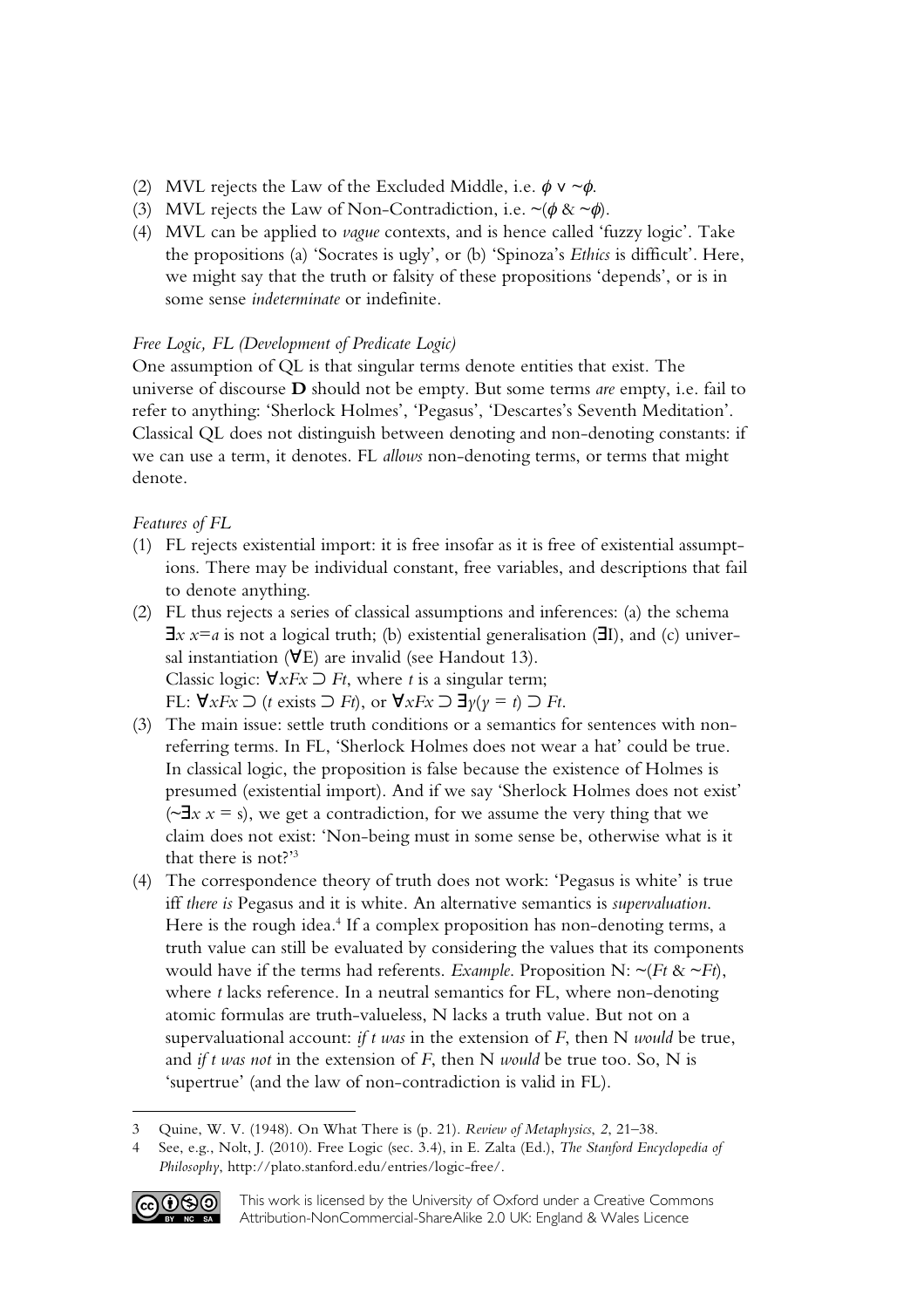(2) MVL rejects the Law of the Excluded Middle, i.e. $\phi \vee \sim\phi$.
(3) MVL rejects the Law of Non-Contradiction, i.e. $\sim(\phi \;\&\; \sim\phi)$.
(4) MVL can be applied to *vague* contexts, and is hence called 'fuzzy logic'. Take the propositions (a) 'Socrates is ugly', or (b) 'Spinoza's *Ethics* is difficult'. Here, we might say that the truth or falsity of these propositions 'depends', or is in some sense *indeterminate* or indefinite.

*Free Logic, FL (Development of Predicate Logic)*

One assumption of QL is that singular terms denote entities that exist. The universe of discourse **D** should not be empty. But some terms *are* empty, i.e. fail to refer to anything: 'Sherlock Holmes', 'Pegasus', 'Descartes's Seventh Meditation'. Classical QL does not distinguish between denoting and non-denoting constants: if we can use a term, it denotes. FL *allows* non-denoting terms, or terms that might denote.

*Features of FL*

(1) FL rejects existential import: it is free insofar as it is free of existential assumptions. There may be individual constant, free variables, and descriptions that fail to denote anything.
(2) FL thus rejects a series of classical assumptions and inferences: (a) the schema $\exists x\; x{=}a$ is not a logical truth; (b) existential generalisation ($\exists$I), and (c) universal instantiation ($\forall$E) are invalid (see Handout 13).
Classic logic: $\forall x Fx \supset Ft$, where $t$ is a singular term;
FL: $\forall x Fx \supset (t \text{ exists} \supset Ft)$, or $\forall x Fx \supset \exists y(y = t) \supset Ft$.
(3) The main issue: settle truth conditions or a semantics for sentences with non-referring terms. In FL, 'Sherlock Holmes does not wear a hat' could be true. In classical logic, the proposition is false because the existence of Holmes is presumed (existential import). And if we say 'Sherlock Holmes does not exist' ($\sim\exists x\; x = s$), we get a contradiction, for we assume the very thing that we claim does not exist: 'Non-being must in some sense be, otherwise what is it that there is not?'[3]
(4) The correspondence theory of truth does not work: 'Pegasus is white' is true iff *there is* Pegasus and it is white. An alternative semantics is *supervaluation*. Here is the rough idea.[4] If a complex proposition has non-denoting terms, a truth value can still be evaluated by considering the values that its components would have if the terms had referents. *Example*. Proposition N: $\sim(Ft \;\&\; \sim Ft)$, where $t$ lacks reference. In a neutral semantics for FL, where non-denoting atomic formulas are truth-valueless, N lacks a truth value. But not on a supervaluational account: *if t was* in the extension of $F$, then N *would* be true, and *if t was not* in the extension of $F$, then N *would* be true too. So, N is 'supertrue' (and the law of non-contradiction is valid in FL).

---

3 Quine, W. V. (1948). On What There is (p. 21). *Review of Metaphysics*, *2*, 21–38.

4 See, e.g., Nolt, J. (2010). Free Logic (sec. 3.4), in E. Zalta (Ed.), *The Stanford Encyclopedia of Philosophy*, http://plato.stanford.edu/entries/logic-free/.

This work is licensed by the University of Oxford under a Creative Commons Attribution-NonCommercial-ShareAlike 2.0 UK: England & Wales Licence